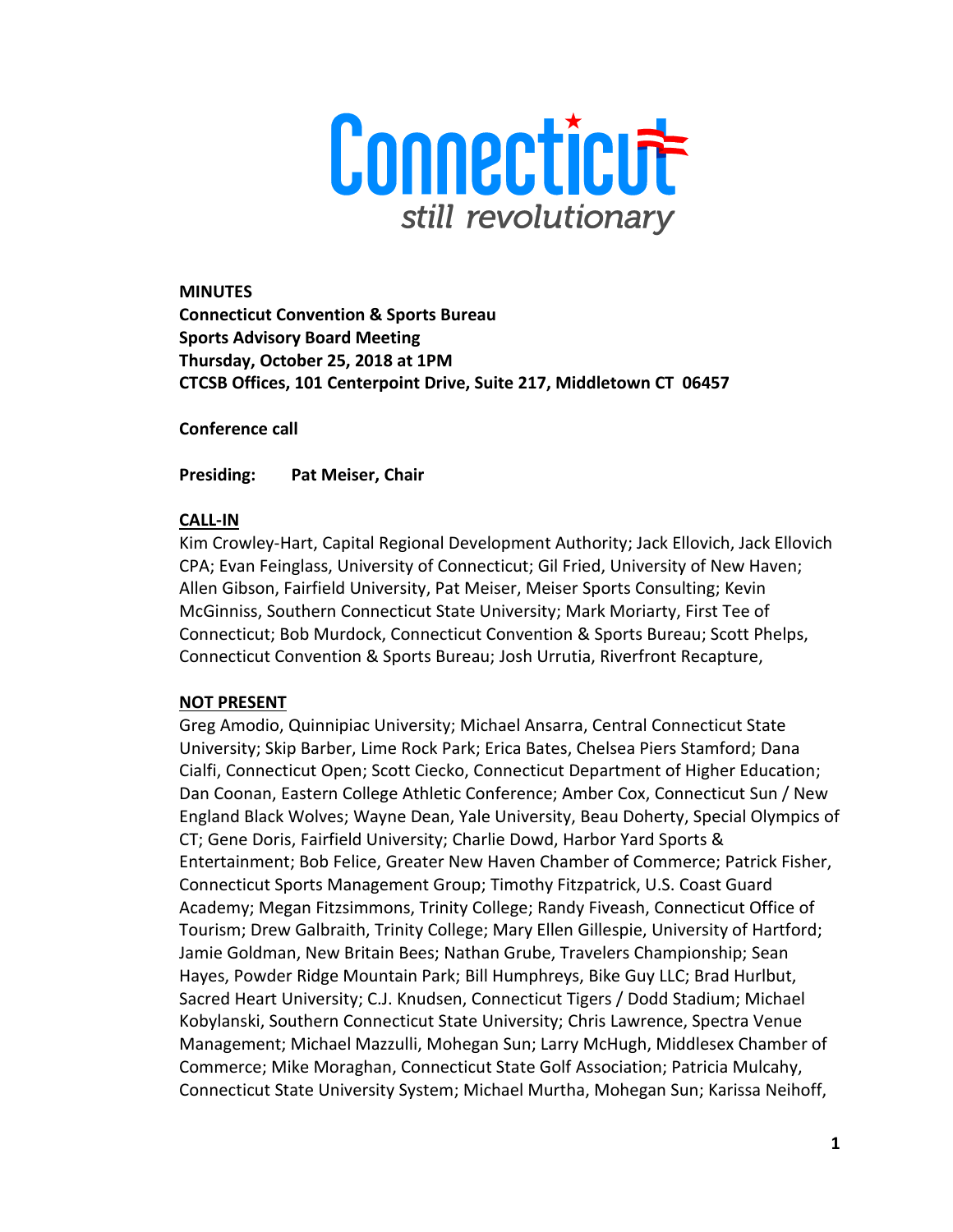**MINUTES**
**Connecticut Convention & Sports Bureau**
**Sports Advisory Board Meeting**
**Thursday, October 25, 2018 at 1PM**
**CTCSB Offices, 101 Centerpoint Drive, Suite 217, Middletown CT 06457**

**Conference call**

**Presiding:** **Pat Meiser, Chair**

**CALL-IN**

Kim Crowley-Hart, Capital Regional Development Authority; Jack Ellovich, Jack Ellovich CPA; Evan Feinglass, University of Connecticut; Gil Fried, University of New Haven; Allen Gibson, Fairfield University, Pat Meiser, Meiser Sports Consulting; Kevin McGinniss, Southern Connecticut State University; Mark Moriarty, First Tee of Connecticut; Bob Murdock, Connecticut Convention & Sports Bureau; Scott Phelps, Connecticut Convention & Sports Bureau; Josh Urrutia, Riverfront Recapture,

**NOT PRESENT**

Greg Amodio, Quinnipiac University; Michael Ansarra, Central Connecticut State University; Skip Barber, Lime Rock Park; Erica Bates, Chelsea Piers Stamford; Dana Cialfi, Connecticut Open; Scott Ciecko, Connecticut Department of Higher Education; Dan Coonan, Eastern College Athletic Conference; Amber Cox, Connecticut Sun / New England Black Wolves; Wayne Dean, Yale University, Beau Doherty, Special Olympics of CT; Gene Doris, Fairfield University; Charlie Dowd, Harbor Yard Sports & Entertainment; Bob Felice, Greater New Haven Chamber of Commerce; Patrick Fisher, Connecticut Sports Management Group; Timothy Fitzpatrick, U.S. Coast Guard Academy; Megan Fitzsimmons, Trinity College; Randy Fiveash, Connecticut Office of Tourism; Drew Galbraith, Trinity College; Mary Ellen Gillespie, University of Hartford; Jamie Goldman, New Britain Bees; Nathan Grube, Travelers Championship; Sean Hayes, Powder Ridge Mountain Park; Bill Humphreys, Bike Guy LLC; Brad Hurlbut, Sacred Heart University; C.J. Knudsen, Connecticut Tigers / Dodd Stadium; Michael Kobylanski, Southern Connecticut State University; Chris Lawrence, Spectra Venue Management; Michael Mazzulli, Mohegan Sun; Larry McHugh, Middlesex Chamber of Commerce; Mike Moraghan, Connecticut State Golf Association; Patricia Mulcahy, Connecticut State University System; Michael Murtha, Mohegan Sun; Karissa Neihoff,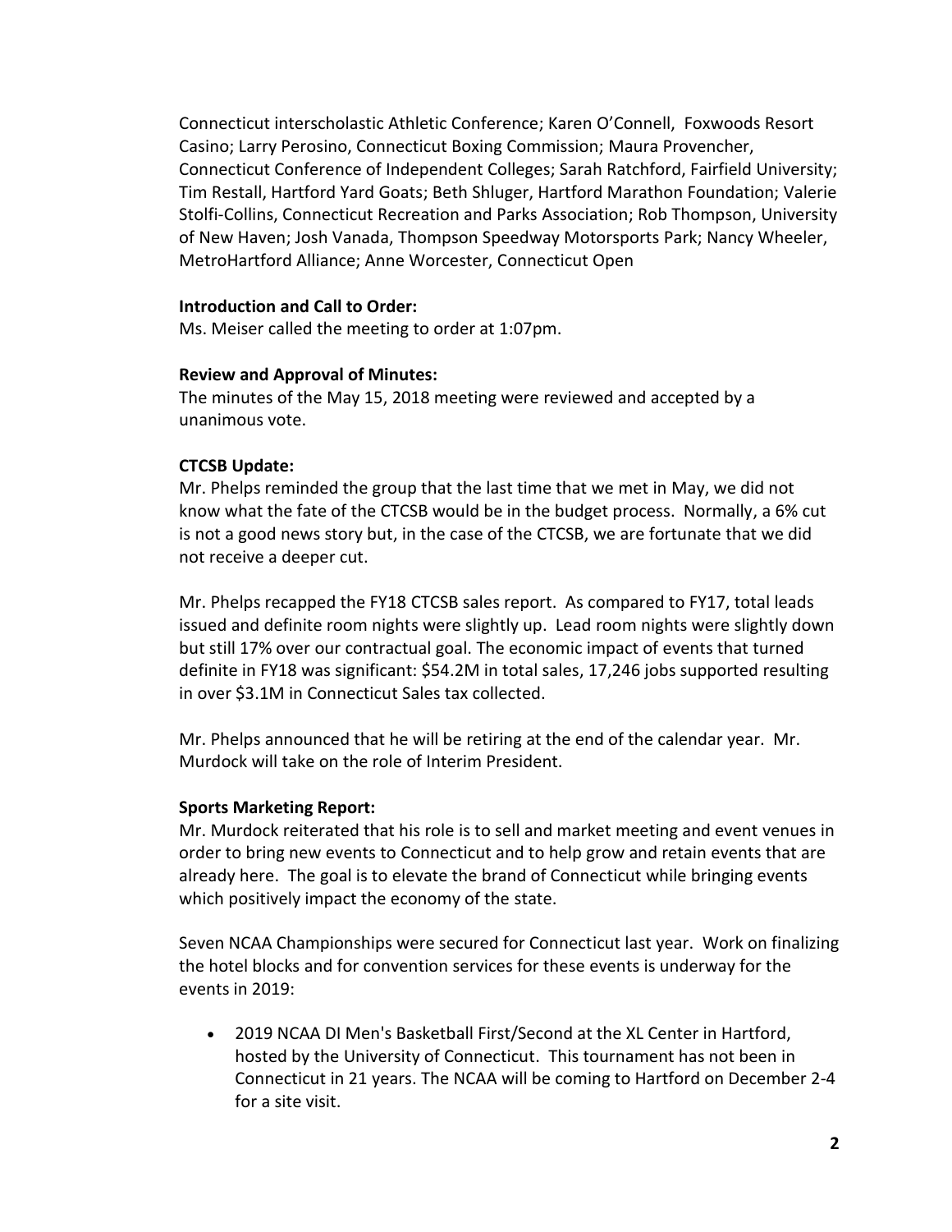Connecticut interscholastic Athletic Conference; Karen O'Connell, Foxwoods Resort Casino; Larry Perosino, Connecticut Boxing Commission; Maura Provencher, Connecticut Conference of Independent Colleges; Sarah Ratchford, Fairfield University; Tim Restall, Hartford Yard Goats; Beth Shluger, Hartford Marathon Foundation; Valerie Stolfi-Collins, Connecticut Recreation and Parks Association; Rob Thompson, University of New Haven; Josh Vanada, Thompson Speedway Motorsports Park; Nancy Wheeler, MetroHartford Alliance; Anne Worcester, Connecticut Open

**Introduction and Call to Order:**
Ms. Meiser called the meeting to order at 1:07pm.

**Review and Approval of Minutes:**
The minutes of the May 15, 2018 meeting were reviewed and accepted by a unanimous vote.

**CTCSB Update:**
Mr. Phelps reminded the group that the last time that we met in May, we did not know what the fate of the CTCSB would be in the budget process. Normally, a 6% cut is not a good news story but, in the case of the CTCSB, we are fortunate that we did not receive a deeper cut.

Mr. Phelps recapped the FY18 CTCSB sales report. As compared to FY17, total leads issued and definite room nights were slightly up. Lead room nights were slightly down but still 17% over our contractual goal. The economic impact of events that turned definite in FY18 was significant: $54.2M in total sales, 17,246 jobs supported resulting in over $3.1M in Connecticut Sales tax collected.

Mr. Phelps announced that he will be retiring at the end of the calendar year. Mr. Murdock will take on the role of Interim President.

**Sports Marketing Report:**
Mr. Murdock reiterated that his role is to sell and market meeting and event venues in order to bring new events to Connecticut and to help grow and retain events that are already here. The goal is to elevate the brand of Connecticut while bringing events which positively impact the economy of the state.

Seven NCAA Championships were secured for Connecticut last year. Work on finalizing the hotel blocks and for convention services for these events is underway for the events in 2019:

- 2019 NCAA DI Men's Basketball First/Second at the XL Center in Hartford, hosted by the University of Connecticut. This tournament has not been in Connecticut in 21 years. The NCAA will be coming to Hartford on December 2-4 for a site visit.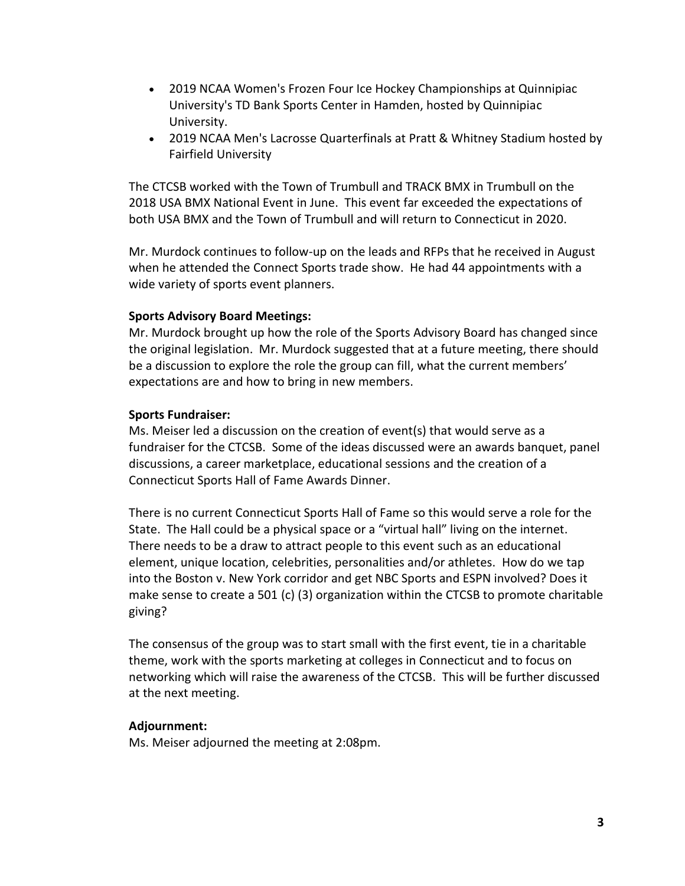- 2019 NCAA Women's Frozen Four Ice Hockey Championships at Quinnipiac University's TD Bank Sports Center in Hamden, hosted by Quinnipiac University.
- 2019 NCAA Men's Lacrosse Quarterfinals at Pratt & Whitney Stadium hosted by Fairfield University

The CTCSB worked with the Town of Trumbull and TRACK BMX in Trumbull on the 2018 USA BMX National Event in June. This event far exceeded the expectations of both USA BMX and the Town of Trumbull and will return to Connecticut in 2020.

Mr. Murdock continues to follow-up on the leads and RFPs that he received in August when he attended the Connect Sports trade show. He had 44 appointments with a wide variety of sports event planners.

**Sports Advisory Board Meetings:**
Mr. Murdock brought up how the role of the Sports Advisory Board has changed since the original legislation. Mr. Murdock suggested that at a future meeting, there should be a discussion to explore the role the group can fill, what the current members' expectations are and how to bring in new members.

**Sports Fundraiser:**
Ms. Meiser led a discussion on the creation of event(s) that would serve as a fundraiser for the CTCSB. Some of the ideas discussed were an awards banquet, panel discussions, a career marketplace, educational sessions and the creation of a Connecticut Sports Hall of Fame Awards Dinner.

There is no current Connecticut Sports Hall of Fame so this would serve a role for the State. The Hall could be a physical space or a "virtual hall" living on the internet. There needs to be a draw to attract people to this event such as an educational element, unique location, celebrities, personalities and/or athletes. How do we tap into the Boston v. New York corridor and get NBC Sports and ESPN involved? Does it make sense to create a 501 (c) (3) organization within the CTCSB to promote charitable giving?

The consensus of the group was to start small with the first event, tie in a charitable theme, work with the sports marketing at colleges in Connecticut and to focus on networking which will raise the awareness of the CTCSB. This will be further discussed at the next meeting.

**Adjournment:**
Ms. Meiser adjourned the meeting at 2:08pm.